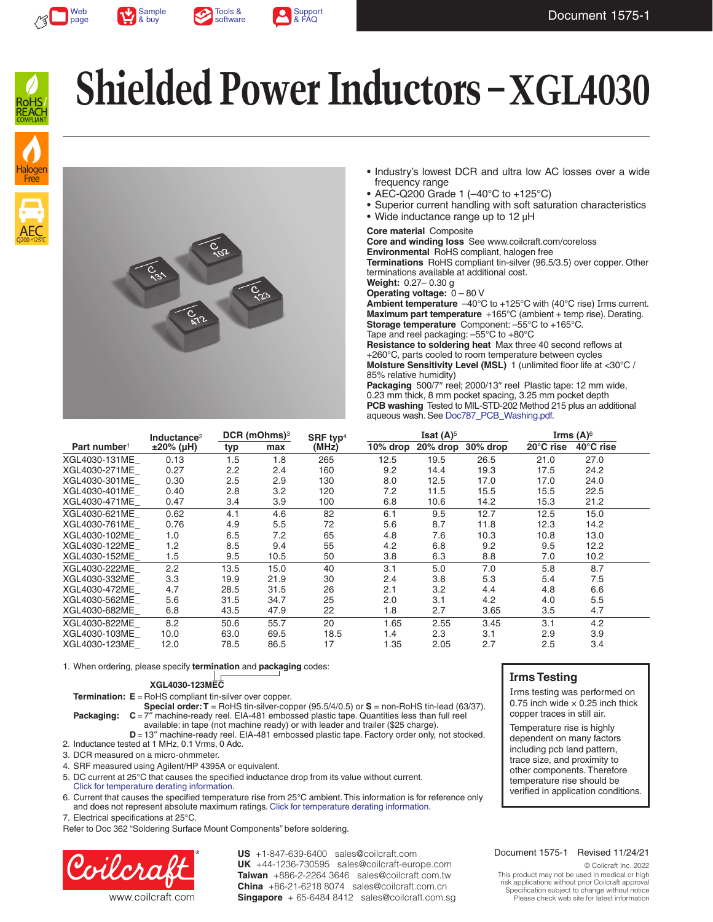# Shielded Power Inductors – XGL4030

- Industry's lowest DCR and ultra low AC losses over a wide frequency range
- AEC-Q200 Grade 1 (–40°C to +125°C)
- Superior current handling with soft saturation characteristics
- Wide inductance range up to 12 µH

**Core material** Composite
**Core and winding loss** See www.coilcraft.com/coreloss
**Environmental** RoHS compliant, halogen free
**Terminations** RoHS compliant tin-silver (96.5/3.5) over copper. Other terminations available at additional cost.
**Weight:** 0.27– 0.30 g
**Operating voltage:** 0 – 80 V
**Ambient temperature** –40°C to +125°C with (40°C rise) Irms current.
**Maximum part temperature** +165°C (ambient + temp rise). Derating.
**Storage temperature** Component: –55°C to +165°C. Tape and reel packaging: –55°C to +80°C
**Resistance to soldering heat** Max three 40 second reflows at +260°C, parts cooled to room temperature between cycles
**Moisture Sensitivity Level (MSL)** 1 (unlimited floor life at <30°C / 85% relative humidity)
**Packaging** 500/7″ reel; 2000/13″ reel Plastic tape: 12 mm wide, 0.23 mm thick, 8 mm pocket spacing, 3.25 mm pocket depth
**PCB washing** Tested to MIL-STD-202 Method 215 plus an additional aqueous wash. See Doc787_PCB_Washing.pdf.

| Part number[1] | Inductance[2] ±20% (µH) | DCR (mOhms)[3] typ | DCR (mOhms)[3] max | SRF typ[4] (MHz) | Isat (A)[5] 10% drop | Isat (A)[5] 20% drop | Isat (A)[5] 30% drop | Irms (A)[6] 20°C rise | Irms (A)[6] 40°C rise |
|---|---|---|---|---|---|---|---|---|---|
| XGL4030-131ME_ | 0.13 | 1.5 | 1.8 | 265 | 12.5 | 19.5 | 26.5 | 21.0 | 27.0 |
| XGL4030-271ME_ | 0.27 | 2.2 | 2.4 | 160 | 9.2 | 14.4 | 19.3 | 17.5 | 24.2 |
| XGL4030-301ME_ | 0.30 | 2.5 | 2.9 | 130 | 8.0 | 12.5 | 17.0 | 17.0 | 24.0 |
| XGL4030-401ME_ | 0.40 | 2.8 | 3.2 | 120 | 7.2 | 11.5 | 15.5 | 15.5 | 22.5 |
| XGL4030-471ME_ | 0.47 | 3.4 | 3.9 | 100 | 6.8 | 10.6 | 14.2 | 15.3 | 21.2 |
| XGL4030-621ME_ | 0.62 | 4.1 | 4.6 | 82 | 6.1 | 9.5 | 12.7 | 12.5 | 15.0 |
| XGL4030-761ME_ | 0.76 | 4.9 | 5.5 | 72 | 5.6 | 8.7 | 11.8 | 12.3 | 14.2 |
| XGL4030-102ME_ | 1.0 | 6.5 | 7.2 | 65 | 4.8 | 7.6 | 10.3 | 10.8 | 13.0 |
| XGL4030-122ME_ | 1.2 | 8.5 | 9.4 | 55 | 4.2 | 6.8 | 9.2 | 9.5 | 12.2 |
| XGL4030-152ME_ | 1.5 | 9.5 | 10.5 | 50 | 3.8 | 6.3 | 8.8 | 7.0 | 10.2 |
| XGL4030-222ME_ | 2.2 | 13.5 | 15.0 | 40 | 3.1 | 5.0 | 7.0 | 5.8 | 8.7 |
| XGL4030-332ME_ | 3.3 | 19.9 | 21.9 | 30 | 2.4 | 3.8 | 5.3 | 5.4 | 7.5 |
| XGL4030-472ME_ | 4.7 | 28.5 | 31.5 | 26 | 2.1 | 3.2 | 4.4 | 4.8 | 6.6 |
| XGL4030-562ME_ | 5.6 | 31.5 | 34.7 | 25 | 2.0 | 3.1 | 4.2 | 4.0 | 5.5 |
| XGL4030-682ME_ | 6.8 | 43.5 | 47.9 | 22 | 1.8 | 2.7 | 3.65 | 3.5 | 4.7 |
| XGL4030-822ME_ | 8.2 | 50.6 | 55.7 | 20 | 1.65 | 2.55 | 3.45 | 3.1 | 4.2 |
| XGL4030-103ME_ | 10.0 | 63.0 | 69.5 | 18.5 | 1.4 | 2.3 | 3.1 | 2.9 | 3.9 |
| XGL4030-123ME_ | 12.0 | 78.5 | 86.5 | 17 | 1.35 | 2.05 | 2.7 | 2.5 | 3.4 |

1. When ordering, please specify **termination** and **packaging** codes:

   **XGL4030-123MEC**

   **Termination:** **E** = RoHS compliant tin-silver over copper.
   **Special order:** **T** = RoHS tin-silver-copper (95.5/4/0.5) or **S** = non-RoHS tin-lead (63/37).

   **Packaging:** **C** = 7″ machine-ready reel. EIA-481 embossed plastic tape. Quantities less than full reel available: in tape (not machine ready) or with leader and trailer ($25 charge).
   **D** = 13″ machine-ready reel. EIA-481 embossed plastic tape. Factory order only, not stocked.
2. Inductance tested at 1 MHz, 0.1 Vrms, 0 Adc.
3. DCR measured on a micro-ohmmeter.
4. SRF measured using Agilent/HP 4395A or equivalent.
5. DC current at 25°C that causes the specified inductance drop from its value without current. Click for temperature derating information.
6. Current that causes the specified temperature rise from 25°C ambient. This information is for reference only and does not represent absolute maximum ratings. Click for temperature derating information.
7. Electrical specifications at 25°C.

Refer to Doc 362 "Soldering Surface Mount Components" before soldering.

## Irms Testing

Irms testing was performed on 0.75 inch wide × 0.25 inch thick copper traces in still air.

Temperature rise is highly dependent on many factors including pcb land pattern, trace size, and proximity to other components. Therefore temperature rise should be verified in application conditions.

**US** +1-847-639-6400 sales@coilcraft.com
**UK** +44-1236-730595 sales@coilcraft-europe.com
**Taiwan** +886-2-2264 3646 sales@coilcraft.com.tw
**China** +86-21-6218 8074 sales@coilcraft.com.cn
**Singapore** + 65-6484 8412 sales@coilcraft.com.sg

www.coilcraft.com

Document 1575-1 Revised 11/24/21

© Coilcraft Inc. 2022
This product may not be used in medical or high risk applications without prior Coilcraft approval
Specification subject to change without notice
Please check web site for latest information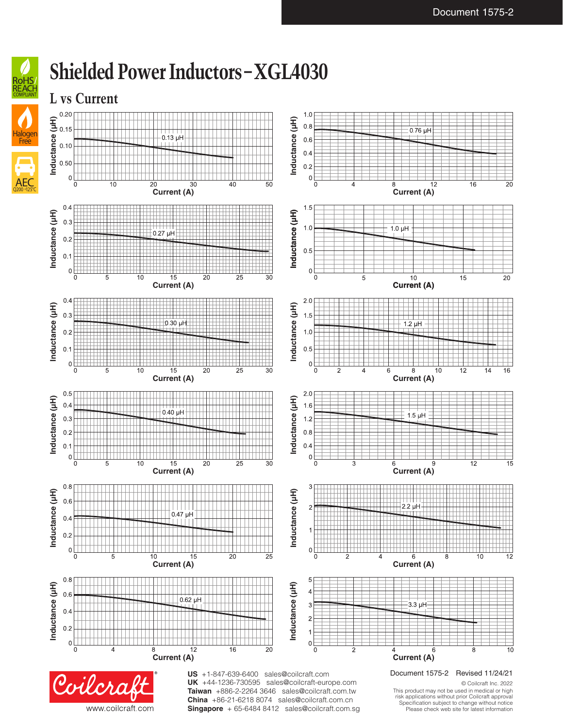# Shielded Power Inductors – XGL4030

## L vs Current

0.13 µH — Inductance (µH) vs Current (A)

0.76 µH — Inductance (µH) vs Current (A)

0.27 µH — Inductance (µH) vs Current (A)

1.0 µH — Inductance (µH) vs Current (A)

0.30 µH — Inductance (µH) vs Current (A)

1.2 µH — Inductance (µH) vs Current (A)

0.40 µH — Inductance (µH) vs Current (A)

1.5 µH — Inductance (µH) vs Current (A)

0.47 µH — Inductance (µH) vs Current (A)

2.2 µH — Inductance (µH) vs Current (A)

0.62 µH — Inductance (µH) vs Current (A)

3.3 µH — Inductance (µH) vs Current (A)

www.coilcraft.com

**US** +1-847-639-6400 sales@coilcraft.com
**UK** +44-1236-730595 sales@coilcraft-europe.com
**Taiwan** +886-2-2264 3646 sales@coilcraft.com.tw
**China** +86-21-6218 8074 sales@coilcraft.com.cn
**Singapore** + 65-6484 8412 sales@coilcraft.com.sg

Document 1575-2 Revised 11/24/21

© Coilcraft Inc. 2022
This product may not be used in medical or high risk applications without prior Coilcraft approval
Specification subject to change without notice
Please check web site for latest information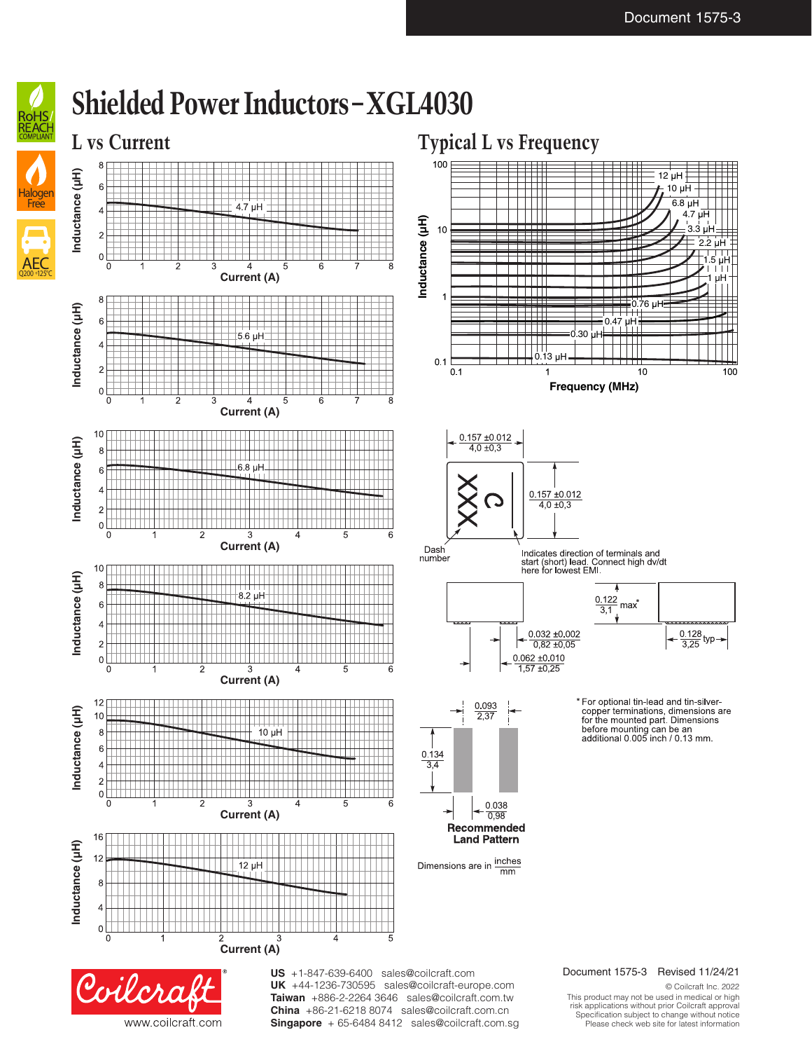# Shielded Power Inductors – XGL4030

## L vs Current

Inductance (µH)

8
6
4
2
0

4.7 µH

0 1 2 3 4 5 6 7 8

Current (A)

Inductance (µH)

8
6
4
2
0

5.6 µH

0 1 2 3 4 5 6 7 8

Current (A)

Inductance (µH)

10
8
6
4
2
0

6.8 µH

0 1 2 3 4 5 6

Current (A)

Inductance (µH)

10
8
6
4
2
0

8.2 µH

0 1 2 3 4 5 6

Current (A)

Inductance (µH)

12
10
8
6
4
2
0

10 µH

0 1 2 3 4 5 6

Current (A)

Inductance (µH)

16
12
8
4
0

12 µH

0 1 2 3 4 5

Current (A)

## Typical L vs Frequency

Inductance (µH)

100
10
1
0.1

12 µH
10 µH
6.8 µH
4.7 µH
3.3 µH
2.2 µH
1.5 µH
1 µH
0.76 µH
0.47 µH
0.30 µH
0.13 µH

0.1 1 10 100

Frequency (MHz)

0.157 ±0.012
4,0 ±0,3

0.157 ±0.012
4,0 ±0,3

XXX C

Dash number

Indicates direction of terminals and start (short) lead. Connect high dv/dt here for lowest EMI.

0.122
3,1
max*

0.032 ±0.002
0,82 ±0,05

0.062 ±0.010
1,57 ±0,25

0.128
3,25
typ

0.093
2,37

0.134
3,4

0.038
0,98

**Recommended Land Pattern**

\* For optional tin-lead and tin-silver-copper terminations, dimensions are for the mounted part. Dimensions before mounting can be an additional 0.005 inch / 0.13 mm.

Dimensions are in inches / mm

www.coilcraft.com

**US** +1-847-639-6400 sales@coilcraft.com
**UK** +44-1236-730595 sales@coilcraft-europe.com
**Taiwan** +886-2-2264 3646 sales@coilcraft.com.tw
**China** +86-21-6218 8074 sales@coilcraft.com.cn
**Singapore** + 65-6484 8412 sales@coilcraft.com.sg

Document 1575-3 Revised 11/24/21

© Coilcraft Inc. 2022
This product may not be used in medical or high risk applications without prior Coilcraft approval
Specification subject to change without notice
Please check web site for latest information